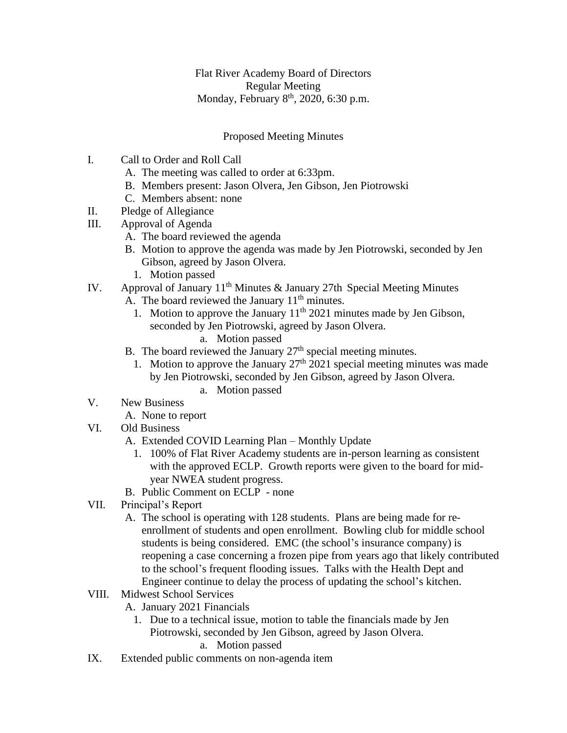Flat River Academy Board of Directors
Regular Meeting
Monday, February 8th, 2020, 6:30 p.m.

Proposed Meeting Minutes

I. Call to Order and Roll Call
   A. The meeting was called to order at 6:33pm.
   B. Members present: Jason Olvera, Jen Gibson, Jen Piotrowski
   C. Members absent: none
II. Pledge of Allegiance
III. Approval of Agenda
   A. The board reviewed the agenda
   B. Motion to approve the agenda was made by Jen Piotrowski, seconded by Jen Gibson, agreed by Jason Olvera.
      1. Motion passed
IV. Approval of January 11th Minutes & January 27th Special Meeting Minutes
   A. The board reviewed the January 11th minutes.
      1. Motion to approve the January 11th 2021 minutes made by Jen Gibson, seconded by Jen Piotrowski, agreed by Jason Olvera.
         a. Motion passed
   B. The board reviewed the January 27th special meeting minutes.
      1. Motion to approve the January 27th 2021 special meeting minutes was made by Jen Piotrowski, seconded by Jen Gibson, agreed by Jason Olvera.
         a. Motion passed
V. New Business
   A. None to report
VI. Old Business
   A. Extended COVID Learning Plan – Monthly Update
      1. 100% of Flat River Academy students are in-person learning as consistent with the approved ECLP. Growth reports were given to the board for mid-year NWEA student progress.
   B. Public Comment on ECLP - none
VII. Principal's Report
   A. The school is operating with 128 students. Plans are being made for re-enrollment of students and open enrollment. Bowling club for middle school students is being considered. EMC (the school's insurance company) is reopening a case concerning a frozen pipe from years ago that likely contributed to the school's frequent flooding issues. Talks with the Health Dept and Engineer continue to delay the process of updating the school's kitchen.
VIII. Midwest School Services
   A. January 2021 Financials
      1. Due to a technical issue, motion to table the financials made by Jen Piotrowski, seconded by Jen Gibson, agreed by Jason Olvera.
         a. Motion passed
IX. Extended public comments on non-agenda item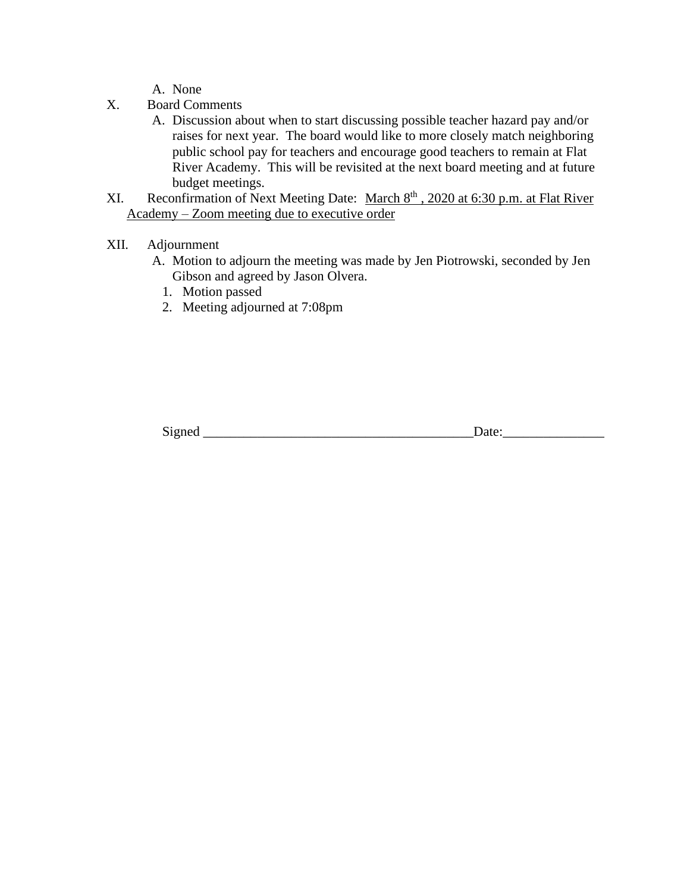A. None

X. Board Comments

A. Discussion about when to start discussing possible teacher hazard pay and/or raises for next year. The board would like to more closely match neighboring public school pay for teachers and encourage good teachers to remain at Flat River Academy. This will be revisited at the next board meeting and at future budget meetings.

XI. Reconfirmation of Next Meeting Date: <u>March 8th , 2020 at 6:30 p.m. at Flat River Academy – Zoom meeting due to executive order</u>

XII. Adjournment

A. Motion to adjourn the meeting was made by Jen Piotrowski, seconded by Jen Gibson and agreed by Jason Olvera.
   1. Motion passed
   2. Meeting adjourned at 7:08pm

Signed ________________________________________Date:_______________